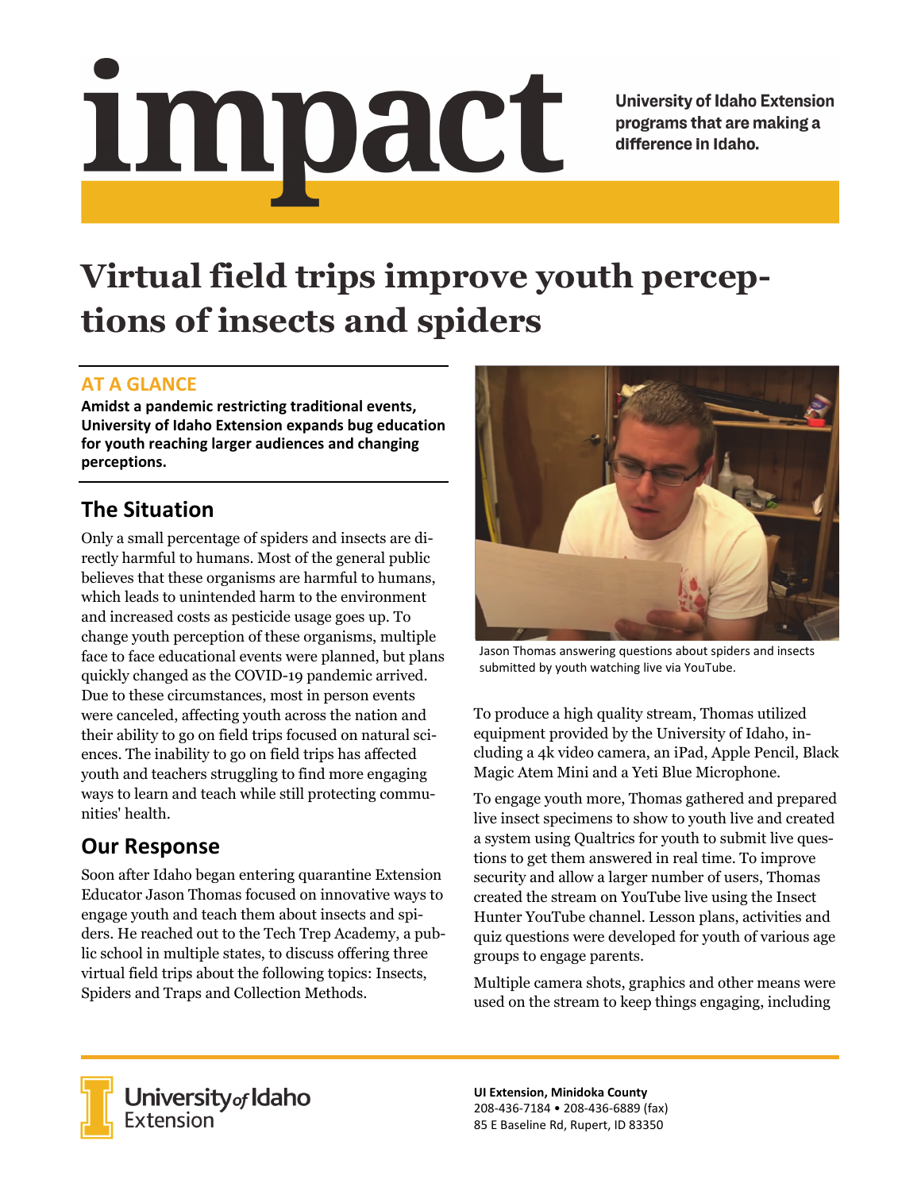# impact

**University of Idaho Extension programs that are making a difference in Idaho.**

# Virtual field trips improve youth perceptions of insects and spiders

## AT A GLANCE

**Amidst a pandemic restricting traditional events, University of Idaho Extension expands bug education for youth reaching larger audiences and changing perceptions.**

## The Situation

Only a small percentage of spiders and insects are directly harmful to humans. Most of the general public believes that these organisms are harmful to humans, which leads to unintended harm to the environment and increased costs as pesticide usage goes up. To change youth perception of these organisms, multiple face to face educational events were planned, but plans quickly changed as the COVID-19 pandemic arrived. Due to these circumstances, most in person events were canceled, affecting youth across the nation and their ability to go on field trips focused on natural sciences. The inability to go on field trips has affected youth and teachers struggling to find more engaging ways to learn and teach while still protecting communities' health.

## Our Response

Soon after Idaho began entering quarantine Extension Educator Jason Thomas focused on innovative ways to engage youth and teach them about insects and spiders. He reached out to the Tech Trep Academy, a public school in multiple states, to discuss offering three virtual field trips about the following topics: Insects, Spiders and Traps and Collection Methods.

Jason Thomas answering questions about spiders and insects submitted by youth watching live via YouTube.

To produce a high quality stream, Thomas utilized equipment provided by the University of Idaho, including a 4k video camera, an iPad, Apple Pencil, Black Magic Atem Mini and a Yeti Blue Microphone.

To engage youth more, Thomas gathered and prepared live insect specimens to show to youth live and created a system using Qualtrics for youth to submit live questions to get them answered in real time. To improve security and allow a larger number of users, Thomas created the stream on YouTube live using the Insect Hunter YouTube channel. Lesson plans, activities and quiz questions were developed for youth of various age groups to engage parents.

Multiple camera shots, graphics and other means were used on the stream to keep things engaging, including

University *of* Idaho Extension

**UI Extension, Minidoka County**
208-436-7184 • 208-436-6889 (fax)
85 E Baseline Rd, Rupert, ID 83350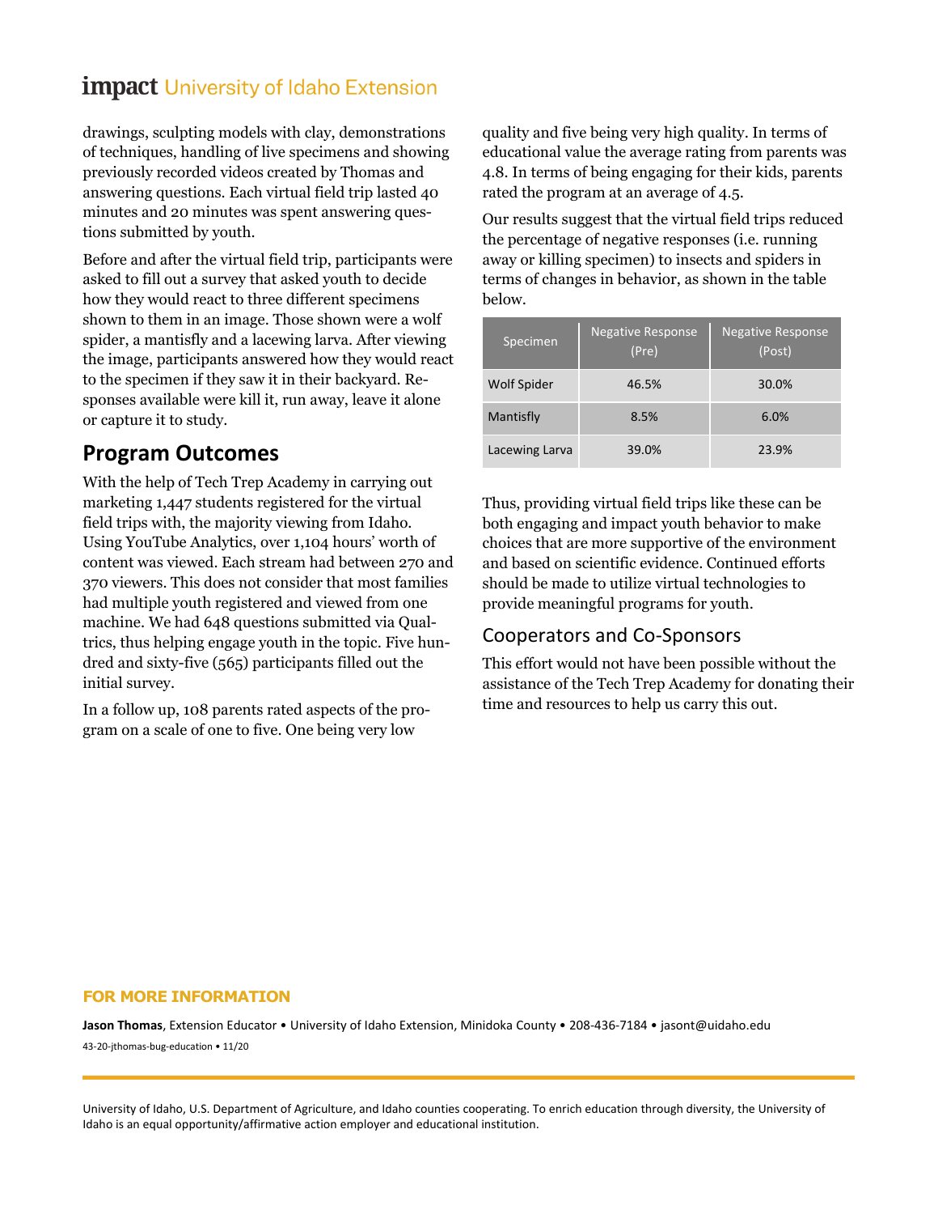drawings, sculpting models with clay, demonstrations of techniques, handling of live specimens and showing previously recorded videos created by Thomas and answering questions. Each virtual field trip lasted 40 minutes and 20 minutes was spent answering questions submitted by youth.

Before and after the virtual field trip, participants were asked to fill out a survey that asked youth to decide how they would react to three different specimens shown to them in an image. Those shown were a wolf spider, a mantisfly and a lacewing larva. After viewing the image, participants answered how they would react to the specimen if they saw it in their backyard. Responses available were kill it, run away, leave it alone or capture it to study.

## Program Outcomes

With the help of Tech Trep Academy in carrying out marketing 1,447 students registered for the virtual field trips with, the majority viewing from Idaho. Using YouTube Analytics, over 1,104 hours' worth of content was viewed. Each stream had between 270 and 370 viewers. This does not consider that most families had multiple youth registered and viewed from one machine. We had 648 questions submitted via Qualtrics, thus helping engage youth in the topic. Five hundred and sixty-five (565) participants filled out the initial survey.

In a follow up, 108 parents rated aspects of the program on a scale of one to five. One being very low quality and five being very high quality. In terms of educational value the average rating from parents was 4.8. In terms of being engaging for their kids, parents rated the program at an average of 4.5.

Our results suggest that the virtual field trips reduced the percentage of negative responses (i.e. running away or killing specimen) to insects and spiders in terms of changes in behavior, as shown in the table below.

| Specimen | Negative Response (Pre) | Negative Response (Post) |
|---|---|---|
| Wolf Spider | 46.5% | 30.0% |
| Mantisfly | 8.5% | 6.0% |
| Lacewing Larva | 39.0% | 23.9% |

Thus, providing virtual field trips like these can be both engaging and impact youth behavior to make choices that are more supportive of the environment and based on scientific evidence. Continued efforts should be made to utilize virtual technologies to provide meaningful programs for youth.

### Cooperators and Co-Sponsors

This effort would not have been possible without the assistance of the Tech Trep Academy for donating their time and resources to help us carry this out.

**FOR MORE INFORMATION**

**Jason Thomas**, Extension Educator • University of Idaho Extension, Minidoka County • 208-436-7184 • jasont@uidaho.edu

43-20-jthomas-bug-education • 11/20

University of Idaho, U.S. Department of Agriculture, and Idaho counties cooperating. To enrich education through diversity, the University of Idaho is an equal opportunity/affirmative action employer and educational institution.